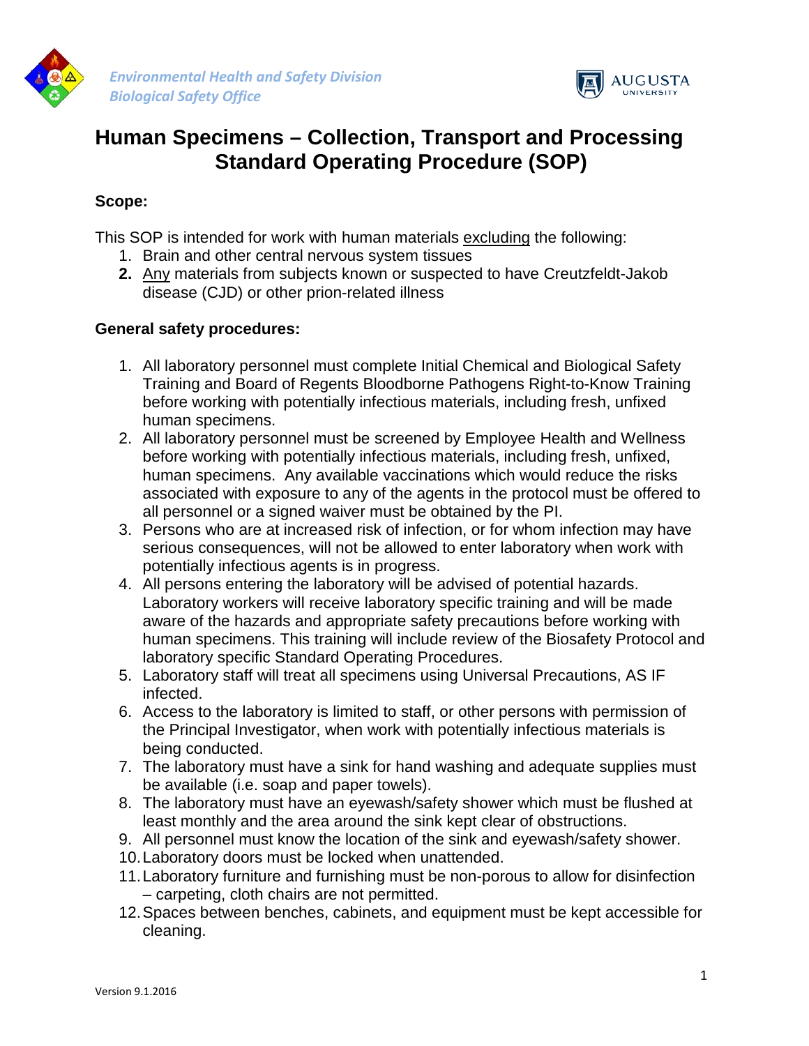Environmental Health and Safety Division
Biological Safety Office

# Human Specimens – Collection, Transport and Processing Standard Operating Procedure (SOP)

**Scope:**

This SOP is intended for work with human materials excluding the following:

1. Brain and other central nervous system tissues
2. Any materials from subjects known or suspected to have Creutzfeldt-Jakob disease (CJD) or other prion-related illness

**General safety procedures:**

1. All laboratory personnel must complete Initial Chemical and Biological Safety Training and Board of Regents Bloodborne Pathogens Right-to-Know Training before working with potentially infectious materials, including fresh, unfixed human specimens.
2. All laboratory personnel must be screened by Employee Health and Wellness before working with potentially infectious materials, including fresh, unfixed, human specimens. Any available vaccinations which would reduce the risks associated with exposure to any of the agents in the protocol must be offered to all personnel or a signed waiver must be obtained by the PI.
3. Persons who are at increased risk of infection, or for whom infection may have serious consequences, will not be allowed to enter laboratory when work with potentially infectious agents is in progress.
4. All persons entering the laboratory will be advised of potential hazards. Laboratory workers will receive laboratory specific training and will be made aware of the hazards and appropriate safety precautions before working with human specimens. This training will include review of the Biosafety Protocol and laboratory specific Standard Operating Procedures.
5. Laboratory staff will treat all specimens using Universal Precautions, AS IF infected.
6. Access to the laboratory is limited to staff, or other persons with permission of the Principal Investigator, when work with potentially infectious materials is being conducted.
7. The laboratory must have a sink for hand washing and adequate supplies must be available (i.e. soap and paper towels).
8. The laboratory must have an eyewash/safety shower which must be flushed at least monthly and the area around the sink kept clear of obstructions.
9. All personnel must know the location of the sink and eyewash/safety shower.
10. Laboratory doors must be locked when unattended.
11. Laboratory furniture and furnishing must be non-porous to allow for disinfection – carpeting, cloth chairs are not permitted.
12. Spaces between benches, cabinets, and equipment must be kept accessible for cleaning.

Version 9.1.2016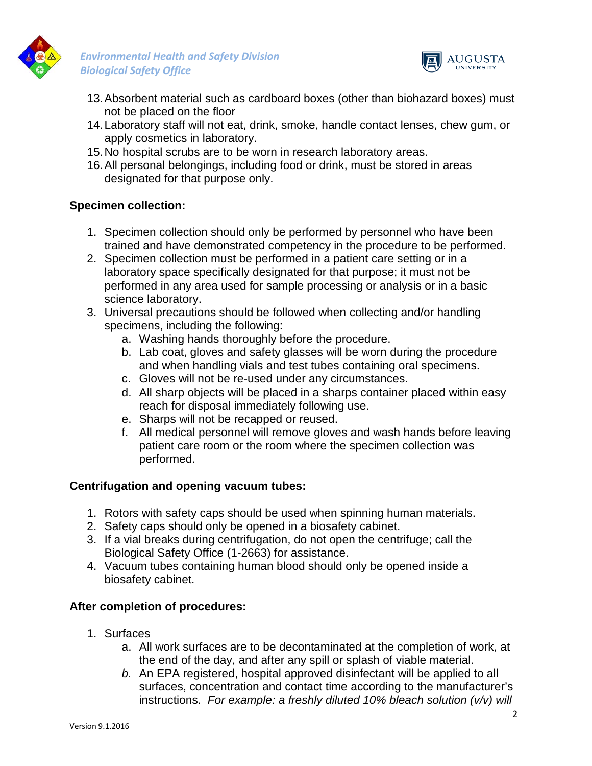13. Absorbent material such as cardboard boxes (other than biohazard boxes) must not be placed on the floor
14. Laboratory staff will not eat, drink, smoke, handle contact lenses, chew gum, or apply cosmetics in laboratory.
15. No hospital scrubs are to be worn in research laboratory areas.
16. All personal belongings, including food or drink, must be stored in areas designated for that purpose only.

**Specimen collection:**

1. Specimen collection should only be performed by personnel who have been trained and have demonstrated competency in the procedure to be performed.
2. Specimen collection must be performed in a patient care setting or in a laboratory space specifically designated for that purpose; it must not be performed in any area used for sample processing or analysis or in a basic science laboratory.
3. Universal precautions should be followed when collecting and/or handling specimens, including the following:
   a. Washing hands thoroughly before the procedure.
   b. Lab coat, gloves and safety glasses will be worn during the procedure and when handling vials and test tubes containing oral specimens.
   c. Gloves will not be re-used under any circumstances.
   d. All sharp objects will be placed in a sharps container placed within easy reach for disposal immediately following use.
   e. Sharps will not be recapped or reused.
   f. All medical personnel will remove gloves and wash hands before leaving patient care room or the room where the specimen collection was performed.

**Centrifugation and opening vacuum tubes:**

1. Rotors with safety caps should be used when spinning human materials.
2. Safety caps should only be opened in a biosafety cabinet.
3. If a vial breaks during centrifugation, do not open the centrifuge; call the Biological Safety Office (1-2663) for assistance.
4. Vacuum tubes containing human blood should only be opened inside a biosafety cabinet.

**After completion of procedures:**

1. Surfaces
   a. All work surfaces are to be decontaminated at the completion of work, at the end of the day, and after any spill or splash of viable material.
   b. An EPA registered, hospital approved disinfectant will be applied to all surfaces, concentration and contact time according to the manufacturer's instructions. *For example: a freshly diluted 10% bleach solution (v/v) will*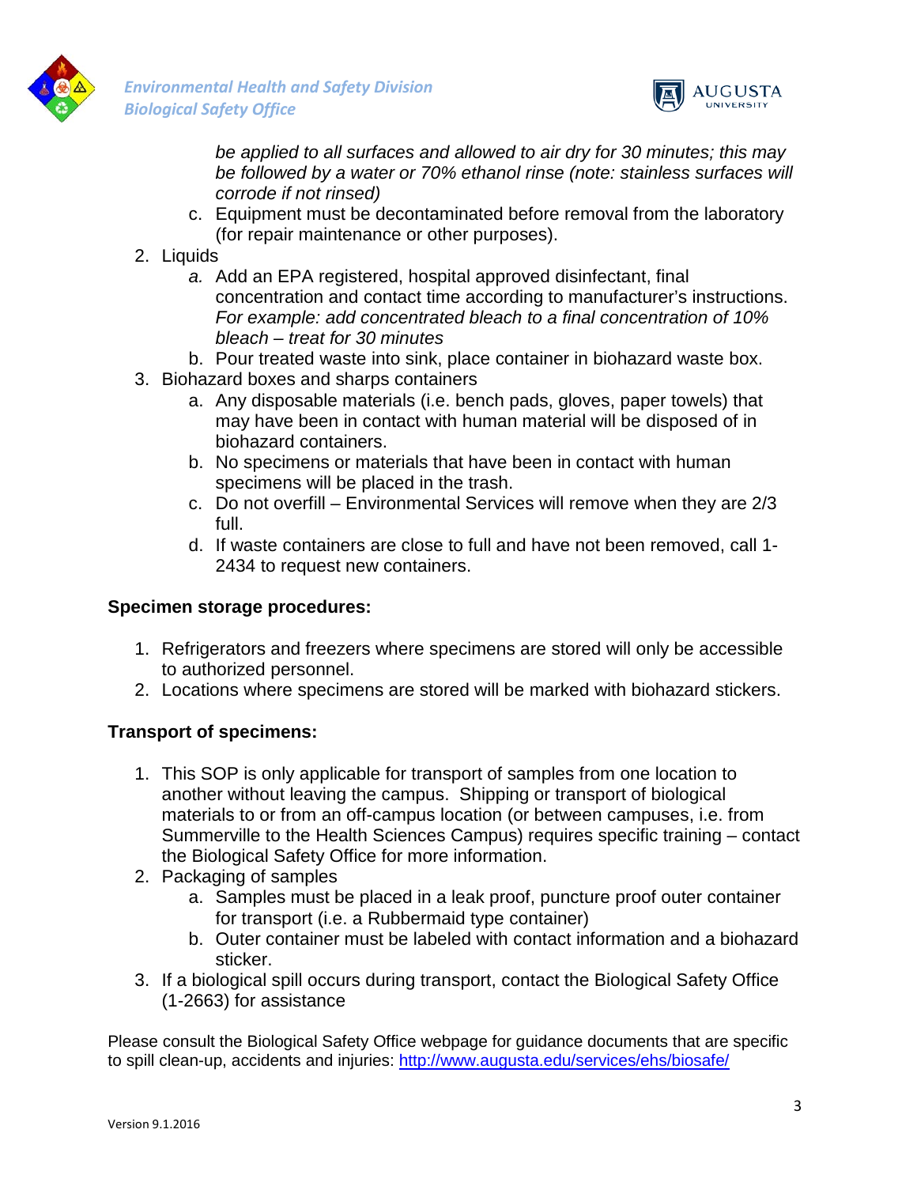*be applied to all surfaces and allowed to air dry for 30 minutes; this may be followed by a water or 70% ethanol rinse (note: stainless surfaces will corrode if not rinsed)*

   c. Equipment must be decontaminated before removal from the laboratory (for repair maintenance or other purposes).

2. Liquids
   a. Add an EPA registered, hospital approved disinfectant, final concentration and contact time according to manufacturer's instructions. *For example: add concentrated bleach to a final concentration of 10% bleach – treat for 30 minutes*
   b. Pour treated waste into sink, place container in biohazard waste box.
3. Biohazard boxes and sharps containers
   a. Any disposable materials (i.e. bench pads, gloves, paper towels) that may have been in contact with human material will be disposed of in biohazard containers.
   b. No specimens or materials that have been in contact with human specimens will be placed in the trash.
   c. Do not overfill – Environmental Services will remove when they are 2/3 full.
   d. If waste containers are close to full and have not been removed, call 1-2434 to request new containers.

**Specimen storage procedures:**

1. Refrigerators and freezers where specimens are stored will only be accessible to authorized personnel.
2. Locations where specimens are stored will be marked with biohazard stickers.

**Transport of specimens:**

1. This SOP is only applicable for transport of samples from one location to another without leaving the campus. Shipping or transport of biological materials to or from an off-campus location (or between campuses, i.e. from Summerville to the Health Sciences Campus) requires specific training – contact the Biological Safety Office for more information.
2. Packaging of samples
   a. Samples must be placed in a leak proof, puncture proof outer container for transport (i.e. a Rubbermaid type container)
   b. Outer container must be labeled with contact information and a biohazard sticker.
3. If a biological spill occurs during transport, contact the Biological Safety Office (1-2663) for assistance

Please consult the Biological Safety Office webpage for guidance documents that are specific to spill clean-up, accidents and injuries: http://www.augusta.edu/services/ehs/biosafe/

Version 9.1.2016